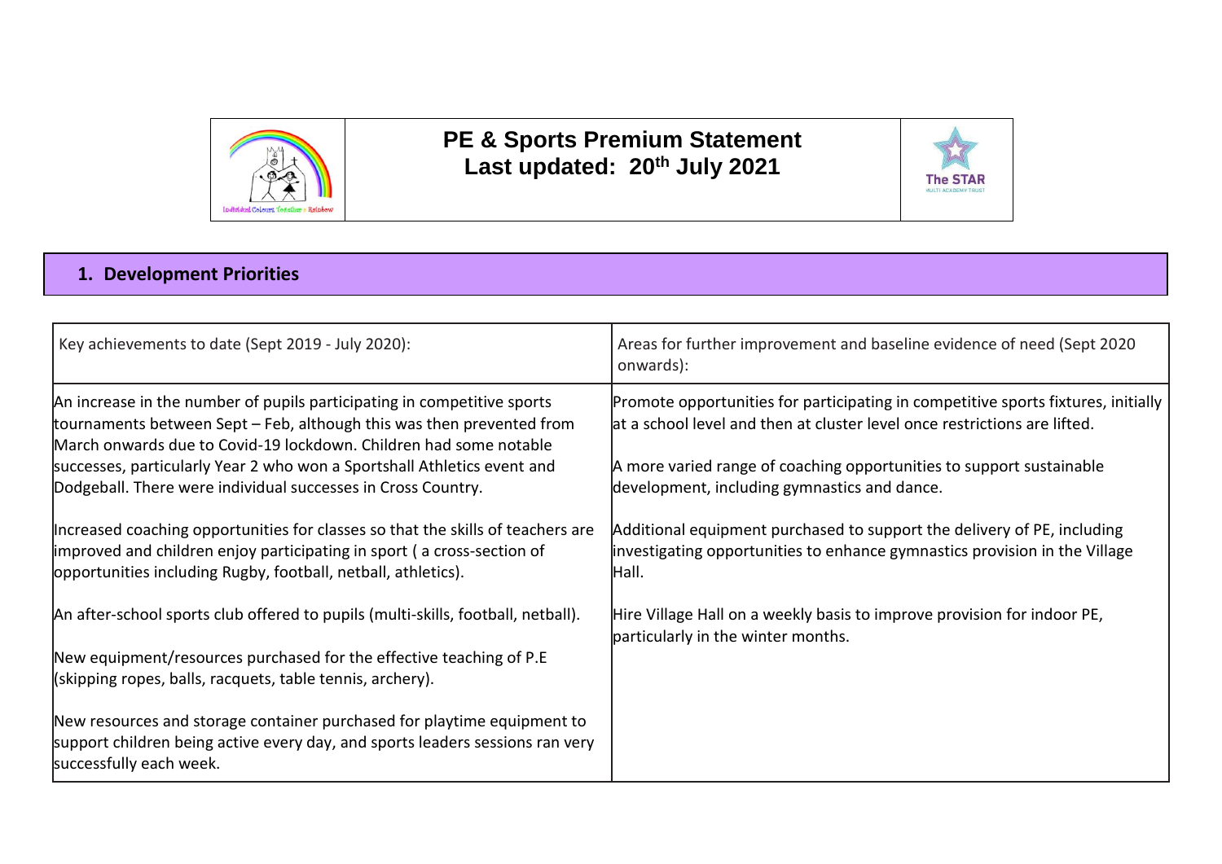# PE & Sports Premium Statement
# Last updated: 20th July 2021

## 1. Development Priorities

| Key achievements to date (Sept 2019 - July 2020): | Areas for further improvement and baseline evidence of need (Sept 2020 onwards): |
|---|---|
| An increase in the number of pupils participating in competitive sports tournaments between Sept – Feb, although this was then prevented from March onwards due to Covid-19 lockdown. Children had some notable successes, particularly Year 2 who won a Sportshall Athletics event and Dodgeball. There were individual successes in Cross Country.<br><br>Increased coaching opportunities for classes so that the skills of teachers are improved and children enjoy participating in sport ( a cross-section of opportunities including Rugby, football, netball, athletics).<br><br>An after-school sports club offered to pupils (multi-skills, football, netball).<br><br>New equipment/resources purchased for the effective teaching of P.E (skipping ropes, balls, racquets, table tennis, archery).<br><br>New resources and storage container purchased for playtime equipment to support children being active every day, and sports leaders sessions ran very successfully each week. | Promote opportunities for participating in competitive sports fixtures, initially at a school level and then at cluster level once restrictions are lifted.<br><br>A more varied range of coaching opportunities to support sustainable development, including gymnastics and dance.<br><br>Additional equipment purchased to support the delivery of PE, including investigating opportunities to enhance gymnastics provision in the Village Hall.<br><br>Hire Village Hall on a weekly basis to improve provision for indoor PE, particularly in the winter months. |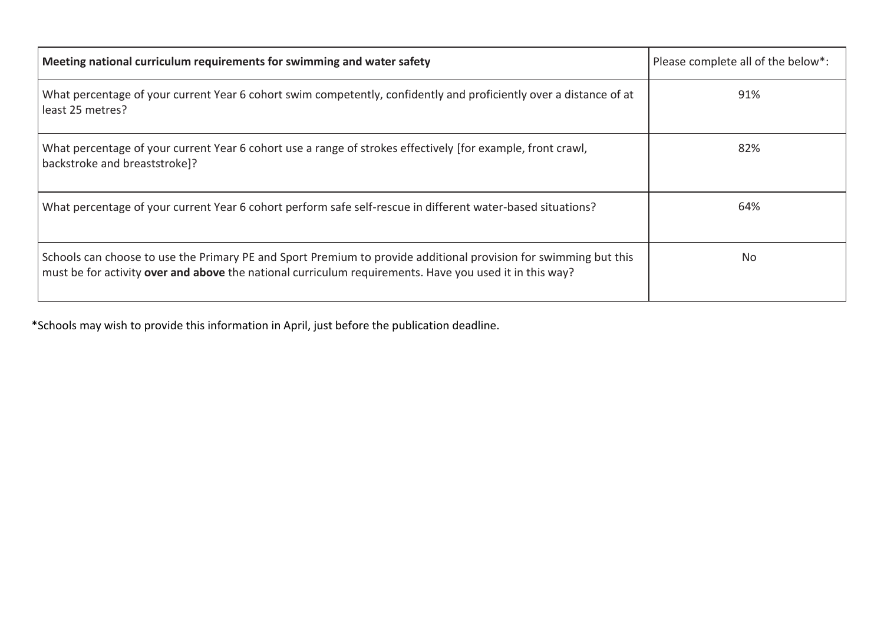| **Meeting national curriculum requirements for swimming and water safety** | Please complete all of the below*: |
| --- | --- |
| What percentage of your current Year 6 cohort swim competently, confidently and proficiently over a distance of at least 25 metres? | 91% |
| What percentage of your current Year 6 cohort use a range of strokes effectively [for example, front crawl, backstroke and breaststroke]? | 82% |
| What percentage of your current Year 6 cohort perform safe self-rescue in different water-based situations? | 64% |
| Schools can choose to use the Primary PE and Sport Premium to provide additional provision for swimming but this must be for activity **over and above** the national curriculum requirements. Have you used it in this way? | No |

*Schools may wish to provide this information in April, just before the publication deadline.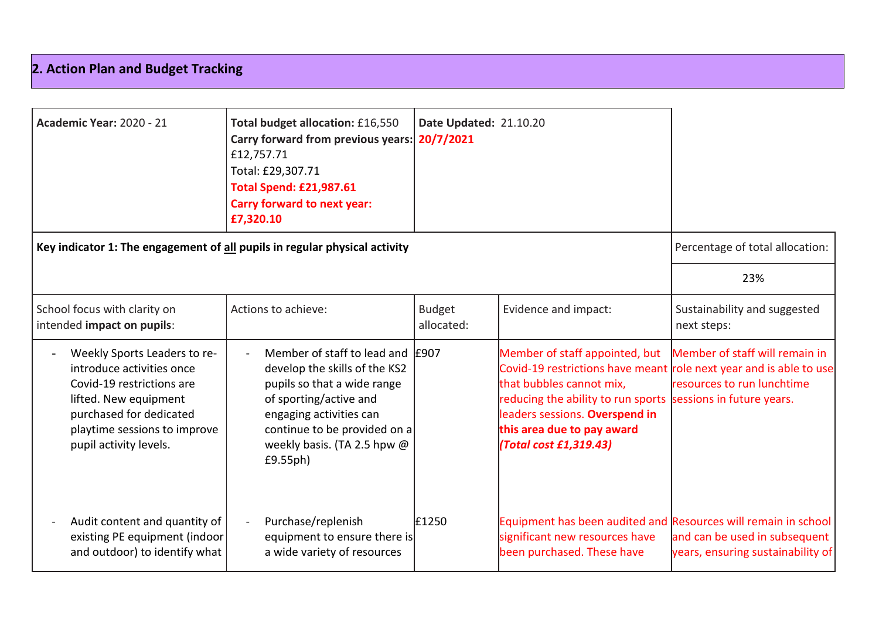## 2. Action Plan and Budget Tracking

| Academic Year: 2020 - 21 | Total budget allocation: £16,550<br>Carry forward from previous years: £12,757.71<br>Total: £29,307.71<br>**Total Spend: £21,987.61**<br>**Carry forward to next year: £7,320.10** | Date Updated: 21.10.20<br>**20/7/2021** | | |
|---|---|---|---|---|
| **Key indicator 1: The engagement of <u>all</u> pupils in regular physical activity** | | | | Percentage of total allocation:<br>23% |
| School focus with clarity on intended **impact on pupils**: | Actions to achieve: | Budget allocated: | Evidence and impact: | Sustainability and suggested next steps: |
| - Weekly Sports Leaders to re-introduce activities once Covid-19 restrictions are lifted. New equipment purchased for dedicated playtime sessions to improve pupil activity levels. | - Member of staff to lead and develop the skills of the KS2 pupils so that a wide range of sporting/active and engaging activities can continue to be provided on a weekly basis. (TA 2.5 hpw @ £9.55ph) | £907 | Member of staff appointed, but Covid-19 restrictions have meant that bubbles cannot mix, reducing the ability to run sports leaders sessions. **Overspend in this area due to pay award *(Total cost £1,319.43)*** | Member of staff will remain in role next year and is able to use resources to run lunchtime sessions in future years. |
| - Audit content and quantity of existing PE equipment (indoor and outdoor) to identify what | - Purchase/replenish equipment to ensure there is a wide variety of resources | £1250 | Equipment has been audited and significant new resources have been purchased. These have | Resources will remain in school and can be used in subsequent years, ensuring sustainability of |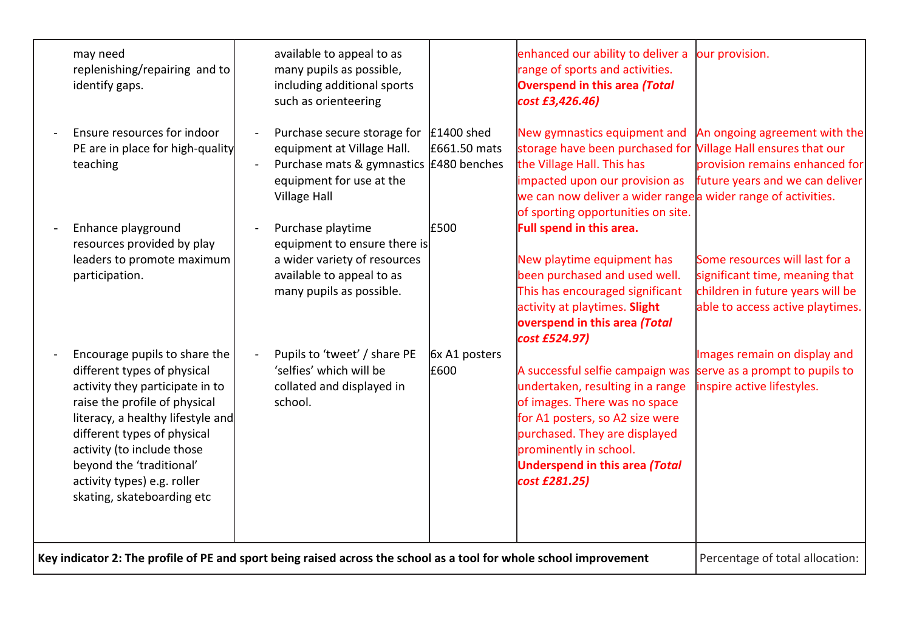| | | | | |
|---|---|---|---|---|
| may need replenishing/repairing and to identify gaps. | available to appeal to as many pupils as possible, including additional sports such as orienteering | | enhanced our ability to deliver a range of sports and activities. **Overspend in this area *(Total cost £3,426.46)*** | our provision. |
| - Ensure resources for indoor PE are in place for high-quality teaching | - Purchase secure storage for equipment at Village Hall.<br>- Purchase mats & gymnastics equipment for use at the Village Hall | £1400 shed<br>£661.50 mats<br>£480 benches | New gymnastics equipment and storage have been purchased for the Village Hall. This has impacted upon our provision as we can now deliver a wider range of sporting opportunities on site. **Full spend in this area.** | An ongoing agreement with the Village Hall ensures that our provision remains enhanced for future years and we can deliver a wider range of activities. |
| - Enhance playground resources provided by play leaders to promote maximum participation. | - Purchase playtime equipment to ensure there is a wider variety of resources available to appeal to as many pupils as possible. | £500 | New playtime equipment has been purchased and used well. This has encouraged significant activity at playtimes. **Slight overspend in this area *(Total cost £524.97)*** | Some resources will last for a significant time, meaning that children in future years will be able to access active playtimes. |
| - Encourage pupils to share the different types of physical activity they participate in to raise the profile of physical literacy, a healthy lifestyle and different types of physical activity (to include those beyond the 'traditional' activity types) e.g. roller skating, skateboarding etc | - Pupils to 'tweet' / share PE 'selfies' which will be collated and displayed in school. | 6x A1 posters<br>£600 | A successful selfie campaign was undertaken, resulting in a range of images. There was no space for A1 posters, so A2 size were purchased. They are displayed prominently in school. **Underspend in this area *(Total cost £281.25)*** | Images remain on display and serve as a prompt to pupils to inspire active lifestyles. |
| **Key indicator 2: The profile of PE and sport being raised across the school as a tool for whole school improvement** | | | | Percentage of total allocation: |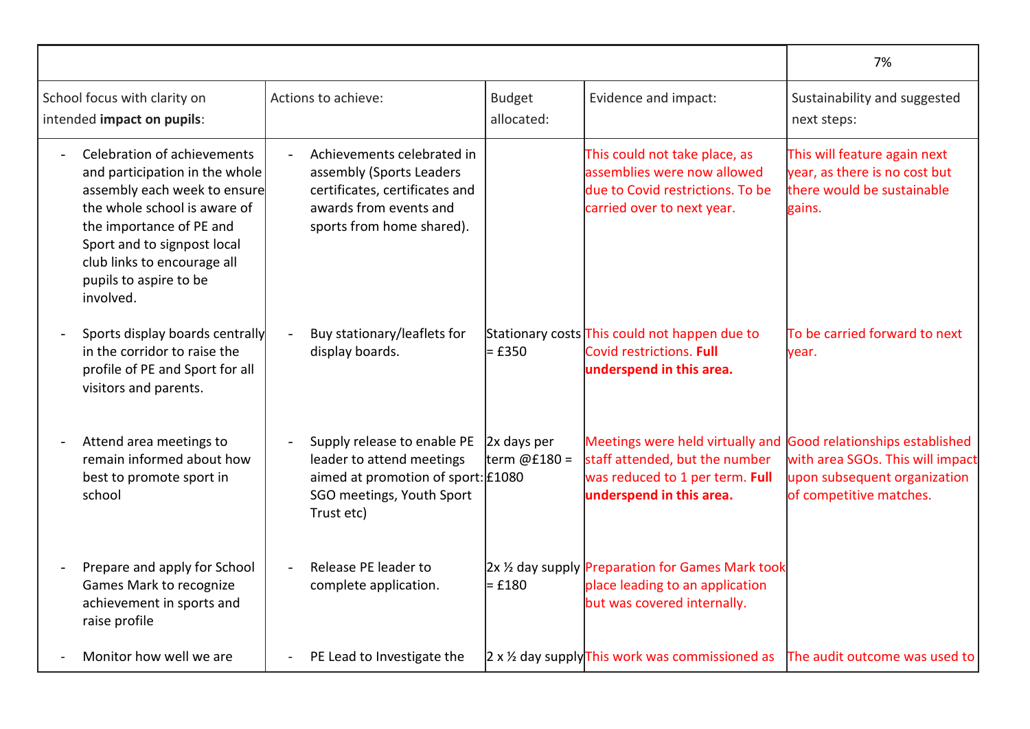| | | | | 7% |
|---|---|---|---|---|
| School focus with clarity on intended **impact on pupils**: | Actions to achieve: | Budget allocated: | Evidence and impact: | Sustainability and suggested next steps: |
| - Celebration of achievements and participation in the whole assembly each week to ensure the whole school is aware of the importance of PE and Sport and to signpost local club links to encourage all pupils to aspire to be involved. | - Achievements celebrated in assembly (Sports Leaders certificates, certificates and awards from events and sports from home shared). | | This could not take place, as assemblies were now allowed due to Covid restrictions. To be carried over to next year. | This will feature again next year, as there is no cost but there would be sustainable gains. |
| - Sports display boards centrally in the corridor to raise the profile of PE and Sport for all visitors and parents. | - Buy stationary/leaflets for display boards. | Stationary costs = £350 | This could not happen due to Covid restrictions. **Full underspend in this area.** | To be carried forward to next year. |
| - Attend area meetings to remain informed about how best to promote sport in school | - Supply release to enable PE leader to attend meetings aimed at promotion of sport: SGO meetings, Youth Sport Trust etc) | 2x days per term @£180 = £1080 | Meetings were held virtually and staff attended, but the number was reduced to 1 per term. **Full underspend in this area.** | Good relationships established with area SGOs. This will impact upon subsequent organization of competitive matches. |
| - Prepare and apply for School Games Mark to recognize achievement in sports and raise profile | - Release PE leader to complete application. | 2x ½ day supply = £180 | Preparation for Games Mark took place leading to an application but was covered internally. | |
| - Monitor how well we are | - PE Lead to Investigate the | 2 x ½ day supply | This work was commissioned as | The audit outcome was used to |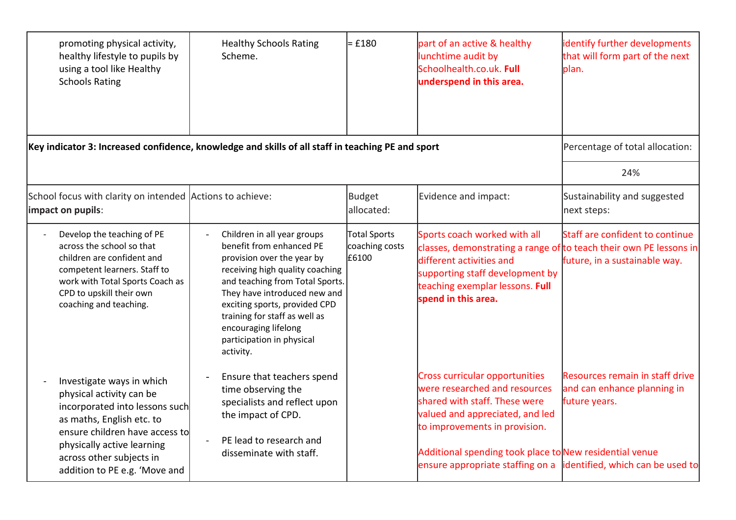| | | | | |
|---|---|---|---|---|
| promoting physical activity, healthy lifestyle to pupils by using a tool like Healthy Schools Rating | Healthy Schools Rating Scheme. | = £180 | part of an active & healthy lunchtime audit by Schoolhealth.co.uk. **Full underspend in this area.** | identify further developments that will form part of the next plan. |
| **Key indicator 3: Increased confidence, knowledge and skills of all staff in teaching PE and sport** | | | | Percentage of total allocation: |
| | | | | 24% |
| School focus with clarity on intended **impact on pupils**: | Actions to achieve: | Budget allocated: | Evidence and impact: | Sustainability and suggested next steps: |
| - Develop the teaching of PE across the school so that children are confident and competent learners. Staff to work with Total Sports Coach as CPD to upskill their own coaching and teaching. | - Children in all year groups benefit from enhanced PE provision over the year by receiving high quality coaching and teaching from Total Sports. They have introduced new and exciting sports, provided CPD training for staff as well as encouraging lifelong participation in physical activity. | Total Sports coaching costs £6100 | Sports coach worked with all classes, demonstrating a range of different activities and supporting staff development by teaching exemplar lessons. **Full spend in this area.** | Staff are confident to continue to teach their own PE lessons in future, in a sustainable way. |
| - Investigate ways in which physical activity can be incorporated into lessons such as maths, English etc. to ensure children have access to physically active learning across other subjects in addition to PE e.g. 'Move and | - Ensure that teachers spend time observing the specialists and reflect upon the impact of CPD.<br>- PE lead to research and disseminate with staff. | | Cross curricular opportunities were researched and resources shared with staff. These were valued and appreciated, and led to improvements in provision.<br><br>Additional spending took place to ensure appropriate staffing on a | Resources remain in staff drive and can enhance planning in future years.<br><br>New residential venue identified, which can be used to |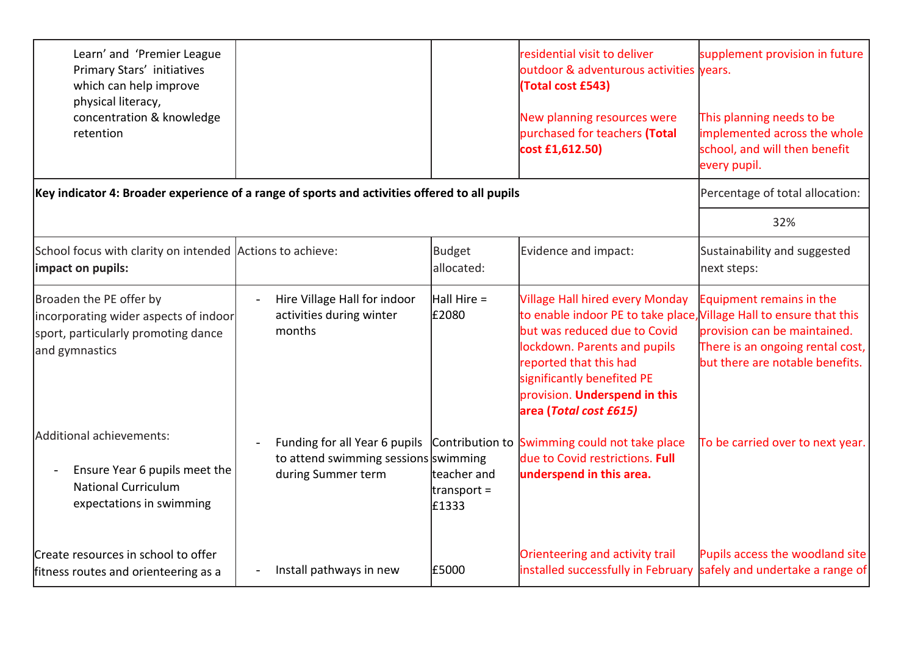| | | | | |
|---|---|---|---|---|
| Learn' and 'Premier League Primary Stars' initiatives which can help improve physical literacy, concentration & knowledge retention | | | residential visit to deliver outdoor & adventurous activities **(Total cost £543)**<br><br>New planning resources were purchased for teachers **(Total cost £1,612.50)** | supplement provision in future years.<br><br>This planning needs to be implemented across the whole school, and will then benefit every pupil. |
| **Key indicator 4: Broader experience of a range of sports and activities offered to all pupils** | | | | Percentage of total allocation: |
| | | | | 32% |
| School focus with clarity on intended **impact on pupils:** | Actions to achieve: | Budget allocated: | Evidence and impact: | Sustainability and suggested next steps: |
| Broaden the PE offer by incorporating wider aspects of indoor sport, particularly promoting dance and gymnastics | - Hire Village Hall for indoor activities during winter months | Hall Hire = £2080 | Village Hall hired every Monday to enable indoor PE to take place, but was reduced due to Covid lockdown. Parents and pupils reported that this had significantly benefited PE provision. **Underspend in this area (*Total cost £615)*** | Equipment remains in the Village Hall to ensure that this provision can be maintained. There is an ongoing rental cost, but there are notable benefits. |
| Additional achievements:<br>- Ensure Year 6 pupils meet the National Curriculum expectations in swimming | - Funding for all Year 6 pupils to attend swimming sessions during Summer term | Contribution to swimming teacher and transport = £1333 | Swimming could not take place due to Covid restrictions. **Full underspend in this area.** | To be carried over to next year. |
| Create resources in school to offer fitness routes and orienteering as a | - Install pathways in new | £5000 | Orienteering and activity trail installed successfully in February | Pupils access the woodland site safely and undertake a range of |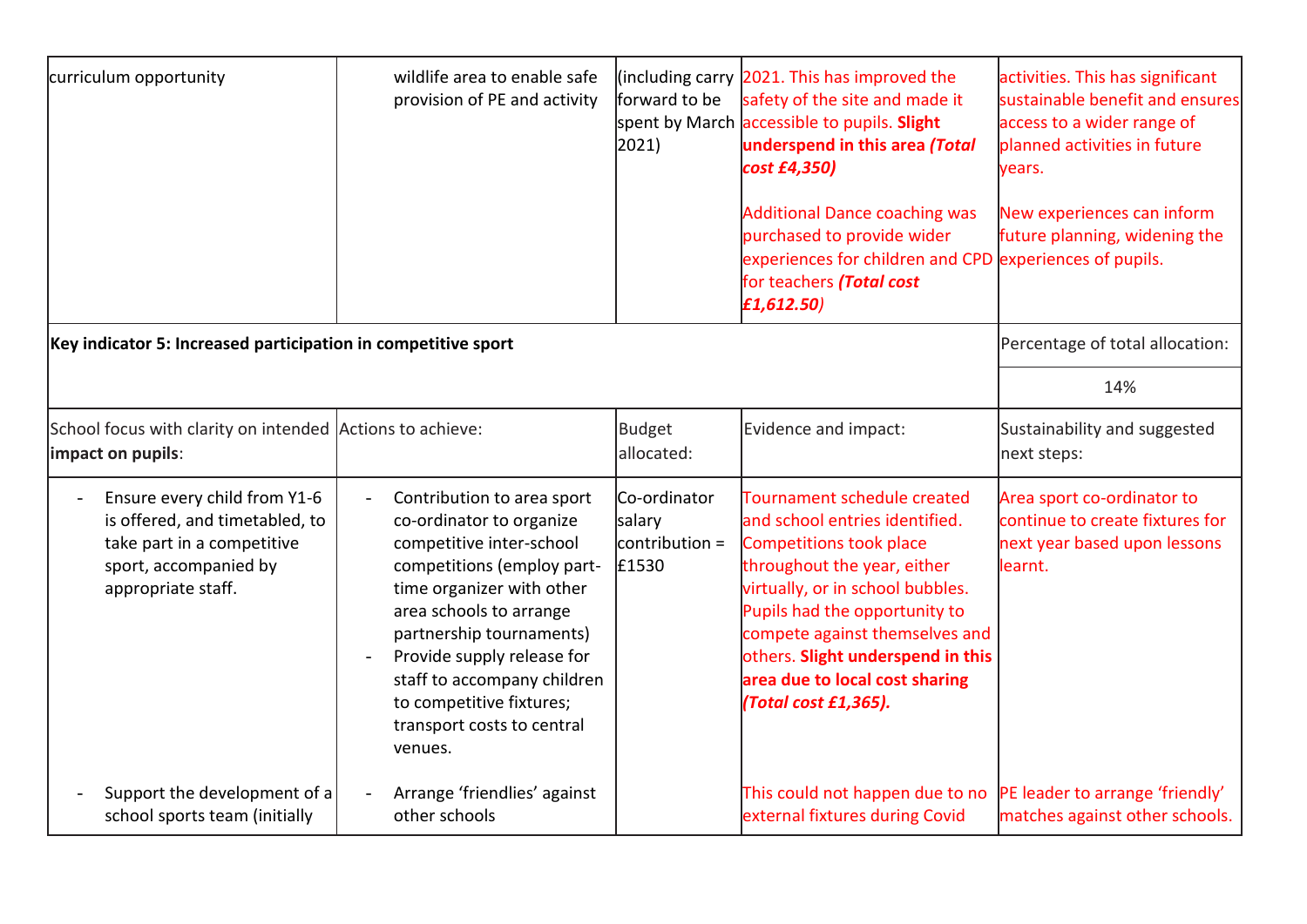| | | | | |
|---|---|---|---|---|
| curriculum opportunity | wildlife area to enable safe provision of PE and activity | (including carry forward to be spent by March 2021) | 2021. This has improved the safety of the site and made it accessible to pupils. **Slight underspend in this area *(Total cost £4,350)***<br><br>Additional Dance coaching was purchased to provide wider experiences for children and CPD for teachers ***(Total cost £1,612.50)*** | activities. This has significant sustainable benefit and ensures access to a wider range of planned activities in future years.<br><br>New experiences can inform future planning, widening the experiences of pupils. |
| **Key indicator 5: Increased participation in competitive sport** | | | | Percentage of total allocation: |
| | | | | 14% |
| School focus with clarity on intended **impact on pupils**: | Actions to achieve: | Budget allocated: | Evidence and impact: | Sustainability and suggested next steps: |
| - Ensure every child from Y1-6 is offered, and timetabled, to take part in a competitive sport, accompanied by appropriate staff. | - Contribution to area sport co-ordinator to organize competitive inter-school competitions (employ part-time organizer with other area schools to arrange partnership tournaments)<br>- Provide supply release for staff to accompany children to competitive fixtures; transport costs to central venues. | Co-ordinator salary contribution = £1530 | Tournament schedule created and school entries identified. Competitions took place throughout the year, either virtually, or in school bubbles. Pupils had the opportunity to compete against themselves and others. **Slight underspend in this area due to local cost sharing *(Total cost £1,365).*** | Area sport co-ordinator to continue to create fixtures for next year based upon lessons learnt. |
| - Support the development of a school sports team (initially | - Arrange 'friendlies' against other schools | | This could not happen due to no external fixtures during Covid | PE leader to arrange 'friendly' matches against other schools. |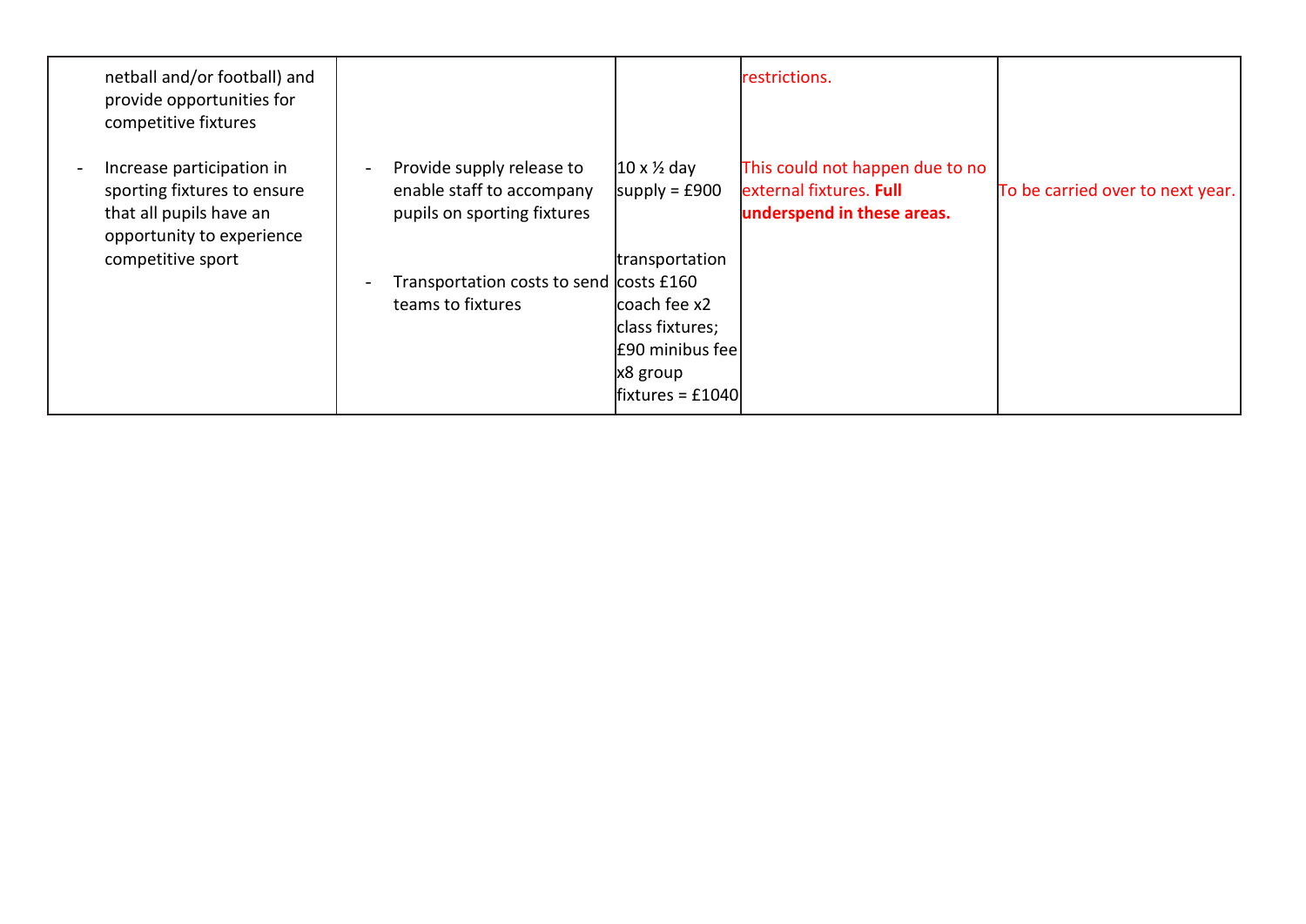| | | | | |
|---|---|---|---|---|
| netball and/or football) and provide opportunities for competitive fixtures<br><br>- Increase participation in sporting fixtures to ensure that all pupils have an opportunity to experience competitive sport | - Provide supply release to enable staff to accompany pupils on sporting fixtures<br><br>- Transportation costs to send teams to fixtures | 10 x ½ day supply = £900<br><br>transportation costs £160 coach fee x2 class fixtures; £90 minibus fee x8 group fixtures = £1040 | restrictions.<br><br>This could not happen due to no external fixtures. **Full underspend in these areas.** | To be carried over to next year. |